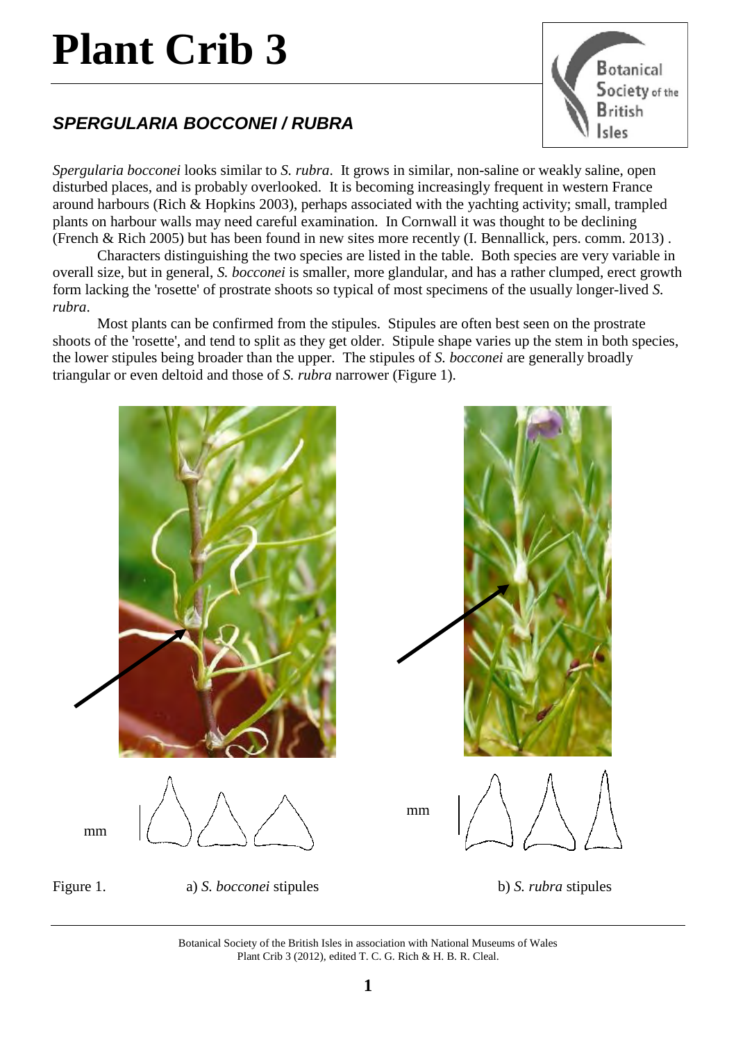# Plant Crib 3

## *SPERGULARIA BOCCONEI / RUBRA*

*Spergularia bocconei* looks similar to *S. rubra*. It grows in similar, non-saline or weakly saline, open disturbed places, and is probably overlooked. It is becoming increasingly frequent in western France around harbours (Rich & Hopkins 2003), perhaps associated with the yachting activity; small, trampled plants on harbour walls may need careful examination. In Cornwall it was thought to be declining (French & Rich 2005) but has been found in new sites more recently (I. Bennallick, pers. comm. 2013) .

Characters distinguishing the two species are listed in the table. Both species are very variable in overall size, but in general, *S. bocconei* is smaller, more glandular, and has a rather clumped, erect growth form lacking the 'rosette' of prostrate shoots so typical of most specimens of the usually longer-lived *S. rubra*.

Most plants can be confirmed from the stipules. Stipules are often best seen on the prostrate shoots of the 'rosette', and tend to split as they get older. Stipule shape varies up the stem in both species, the lower stipules being broader than the upper. The stipules of *S. bocconei* are generally broadly triangular or even deltoid and those of *S. rubra* narrower (Figure 1).

mm

mm

Figure 1. a) *S. bocconei* stipules b) *S. rubra* stipules

Botanical Society of the British Isles in association with National Museums of Wales
Plant Crib 3 (2012), edited T. C. G. Rich & H. B. R. Cleal.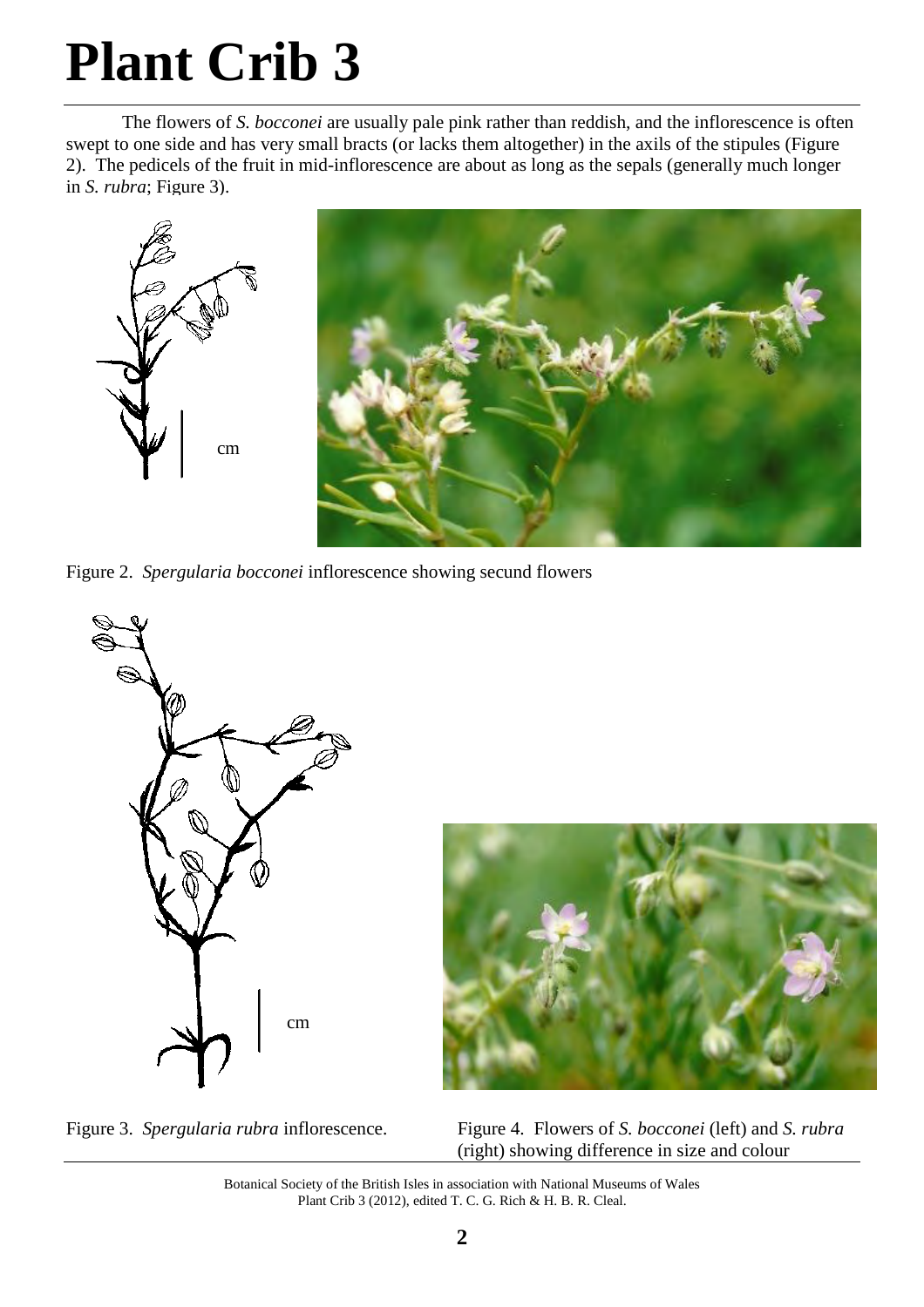The flowers of *S. bocconei* are usually pale pink rather than reddish, and the inflorescence is often swept to one side and has very small bracts (or lacks them altogether) in the axils of the stipules (Figure 2). The pedicels of the fruit in mid-inflorescence are about as long as the sepals (generally much longer in *S. rubra*; Figure 3).

Figure 2. *Spergularia bocconei* inflorescence showing secund flowers

Figure 3. *Spergularia rubra* inflorescence.

Figure 4. Flowers of *S. bocconei* (left) and *S. rubra* (right) showing difference in size and colour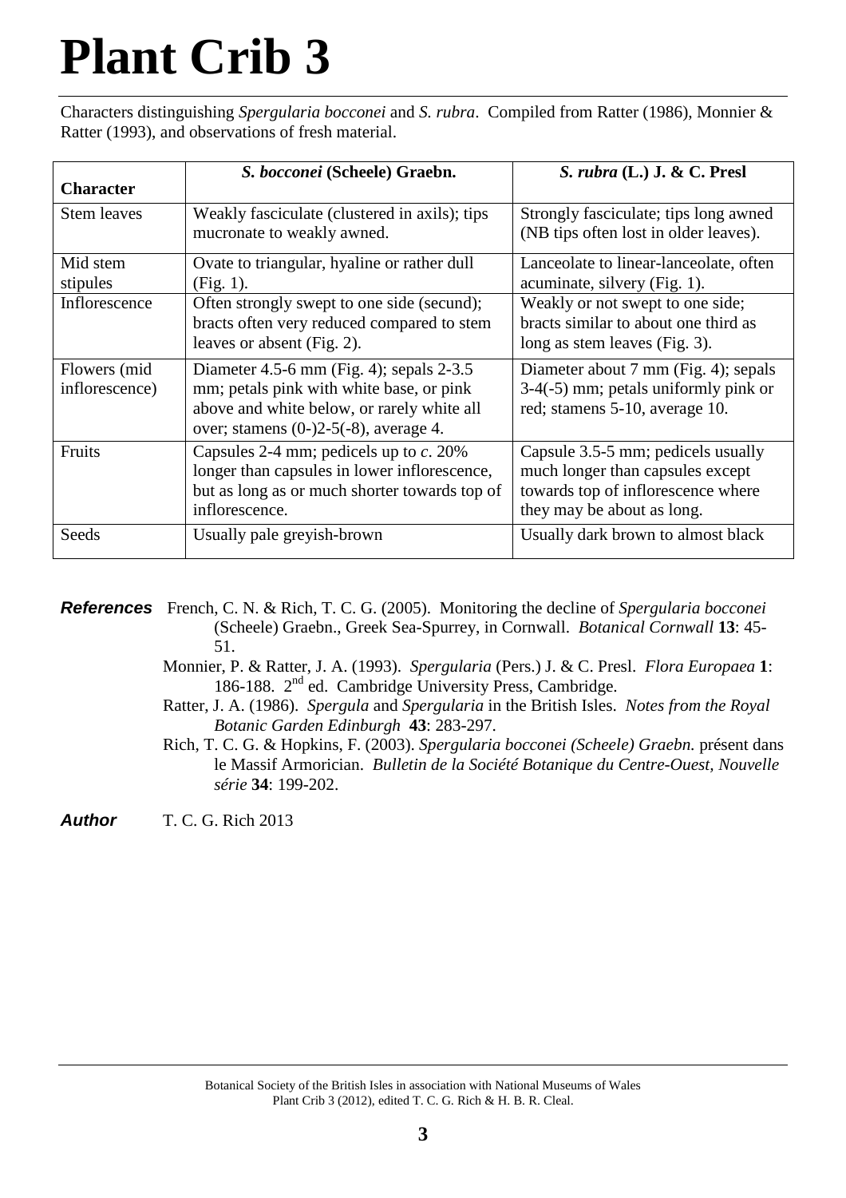# Plant Crib 3

Characters distinguishing *Spergularia bocconei* and *S. rubra*. Compiled from Ratter (1986), Monnier & Ratter (1993), and observations of fresh material.

| Character | *S. bocconei* (Scheele) Graebn. | *S. rubra* (L.) J. & C. Presl |
|---|---|---|
| Stem leaves | Weakly fasciculate (clustered in axils); tips mucronate to weakly awned. | Strongly fasciculate; tips long awned (NB tips often lost in older leaves). |
| Mid stem stipules | Ovate to triangular, hyaline or rather dull (Fig. 1). | Lanceolate to linear-lanceolate, often acuminate, silvery (Fig. 1). |
| Inflorescence | Often strongly swept to one side (secund); bracts often very reduced compared to stem leaves or absent (Fig. 2). | Weakly or not swept to one side; bracts similar to about one third as long as stem leaves (Fig. 3). |
| Flowers (mid inflorescence) | Diameter 4.5-6 mm (Fig. 4); sepals 2-3.5 mm; petals pink with white base, or pink above and white below, or rarely white all over; stamens (0-)2-5(-8), average 4. | Diameter about 7 mm (Fig. 4); sepals 3-4(-5) mm; petals uniformly pink or red; stamens 5-10, average 10. |
| Fruits | Capsules 2-4 mm; pedicels up to *c*. 20% longer than capsules in lower inflorescence, but as long as or much shorter towards top of inflorescence. | Capsule 3.5-5 mm; pedicels usually much longer than capsules except towards top of inflorescence where they may be about as long. |
| Seeds | Usually pale greyish-brown | Usually dark brown to almost black |

***References*** French, C. N. & Rich, T. C. G. (2005). Monitoring the decline of *Spergularia bocconei* (Scheele) Graebn., Greek Sea-Spurrey, in Cornwall. *Botanical Cornwall* **13**: 45-51.

Monnier, P. & Ratter, J. A. (1993). *Spergularia* (Pers.) J. & C. Presl. *Flora Europaea* **1**: 186-188. 2nd ed. Cambridge University Press, Cambridge.

Ratter, J. A. (1986). *Spergula* and *Spergularia* in the British Isles. *Notes from the Royal Botanic Garden Edinburgh* **43**: 283-297.

Rich, T. C. G. & Hopkins, F. (2003). *Spergularia bocconei (Scheele) Graebn.* présent dans le Massif Armorician. *Bulletin de la Société Botanique du Centre-Ouest, Nouvelle série* **34**: 199-202.

***Author*** T. C. G. Rich 2013

Botanical Society of the British Isles in association with National Museums of Wales
Plant Crib 3 (2012), edited T. C. G. Rich & H. B. R. Cleal.